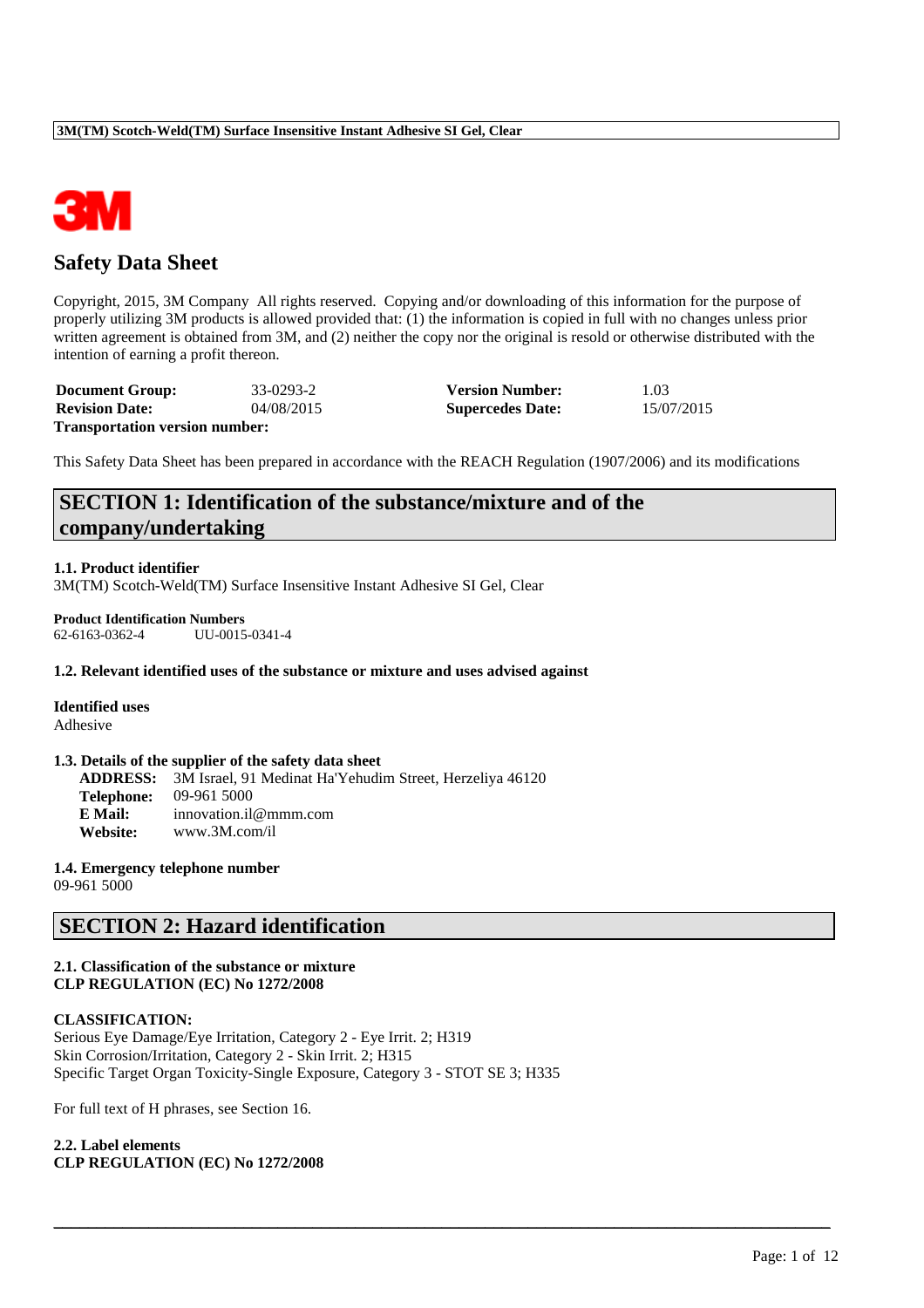**3M(TM) Scotch-Weld(TM) Surface Insensitive Instant Adhesive SI Gel, Clear**

# Safety Data Sheet

Copyright, 2015, 3M Company All rights reserved. Copying and/or downloading of this information for the purpose of properly utilizing 3M products is allowed provided that: (1) the information is copied in full with no changes unless prior written agreement is obtained from 3M, and (2) neither the copy nor the original is resold or otherwise distributed with the intention of earning a profit thereon.

| | | | |
|---|---|---|---|
| **Document Group:** | 33-0293-2 | **Version Number:** | 1.03 |
| **Revision Date:** | 04/08/2015 | **Supercedes Date:** | 15/07/2015 |
| **Transportation version number:** | | | |

This Safety Data Sheet has been prepared in accordance with the REACH Regulation (1907/2006) and its modifications

## SECTION 1: Identification of the substance/mixture and of the company/undertaking

**1.1. Product identifier**
3M(TM) Scotch-Weld(TM) Surface Insensitive Instant Adhesive SI Gel, Clear

**Product Identification Numbers**
62-6163-0362-4 UU-0015-0341-4

**1.2. Relevant identified uses of the substance or mixture and uses advised against**

**Identified uses**
Adhesive

**1.3. Details of the supplier of the safety data sheet**

**ADDRESS:** 3M Israel, 91 Medinat Ha'Yehudim Street, Herzeliya 46120
**Telephone:** 09-961 5000
**E Mail:** innovation.il@mmm.com
**Website:** www.3M.com/il

**1.4. Emergency telephone number**
09-961 5000

## SECTION 2: Hazard identification

**2.1. Classification of the substance or mixture**
**CLP REGULATION (EC) No 1272/2008**

**CLASSIFICATION:**
Serious Eye Damage/Eye Irritation, Category 2 - Eye Irrit. 2; H319
Skin Corrosion/Irritation, Category 2 - Skin Irrit. 2; H315
Specific Target Organ Toxicity-Single Exposure, Category 3 - STOT SE 3; H335

For full text of H phrases, see Section 16.

**2.2. Label elements**
**CLP REGULATION (EC) No 1272/2008**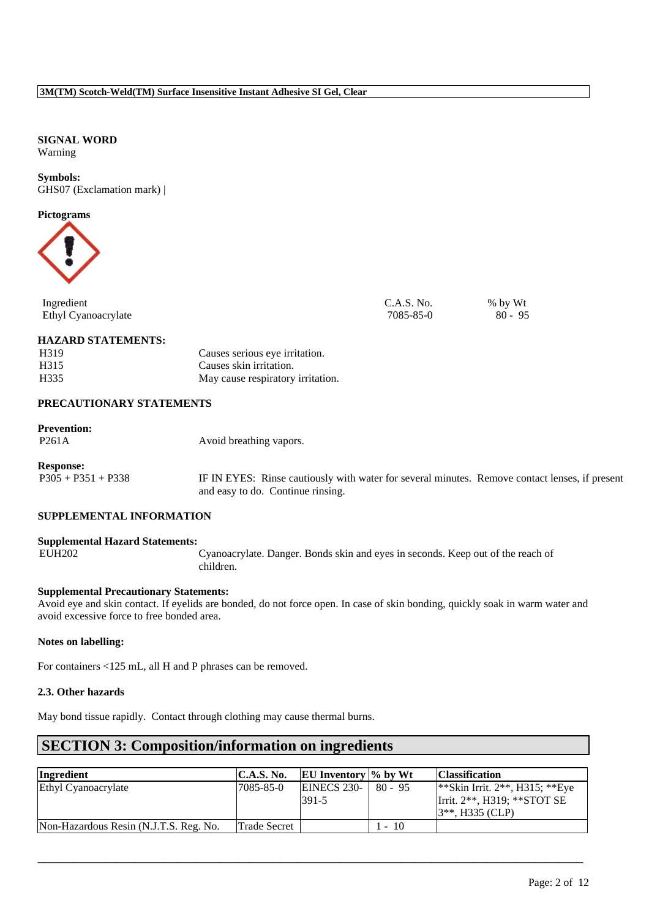**SIGNAL WORD**
Warning

**Symbols:**
GHS07 (Exclamation mark) |

**Pictograms**

| Ingredient | C.A.S. No. | % by Wt |
|---|---|---|
| Ethyl Cyanoacrylate | 7085-85-0 | 80 - 95 |

**HAZARD STATEMENTS:**

| | |
|---|---|
| H319 | Causes serious eye irritation. |
| H315 | Causes skin irritation. |
| H335 | May cause respiratory irritation. |

**PRECAUTIONARY STATEMENTS**

**Prevention:**

| | |
|---|---|
| P261A | Avoid breathing vapors. |

**Response:**

| | |
|---|---|
| P305 + P351 + P338 | IF IN EYES: Rinse cautiously with water for several minutes. Remove contact lenses, if present and easy to do. Continue rinsing. |

**SUPPLEMENTAL INFORMATION**

**Supplemental Hazard Statements:**

| | |
|---|---|
| EUH202 | Cyanoacrylate. Danger. Bonds skin and eyes in seconds. Keep out of the reach of children. |

**Supplemental Precautionary Statements:**
Avoid eye and skin contact. If eyelids are bonded, do not force open. In case of skin bonding, quickly soak in warm water and avoid excessive force to free bonded area.

**Notes on labelling:**

For containers <125 mL, all H and P phrases can be removed.

**2.3. Other hazards**

May bond tissue rapidly. Contact through clothing may cause thermal burns.

## SECTION 3: Composition/information on ingredients

| Ingredient | C.A.S. No. | EU Inventory | % by Wt | Classification |
|---|---|---|---|---|
| Ethyl Cyanoacrylate | 7085-85-0 | EINECS 230-391-5 | 80 - 95 | **Skin Irrit. 2**, H315; **Eye Irrit. 2**, H319; **STOT SE 3**, H335 (CLP) |
| Non-Hazardous Resin (N.J.T.S. Reg. No. | Trade Secret | | 1 - 10 | |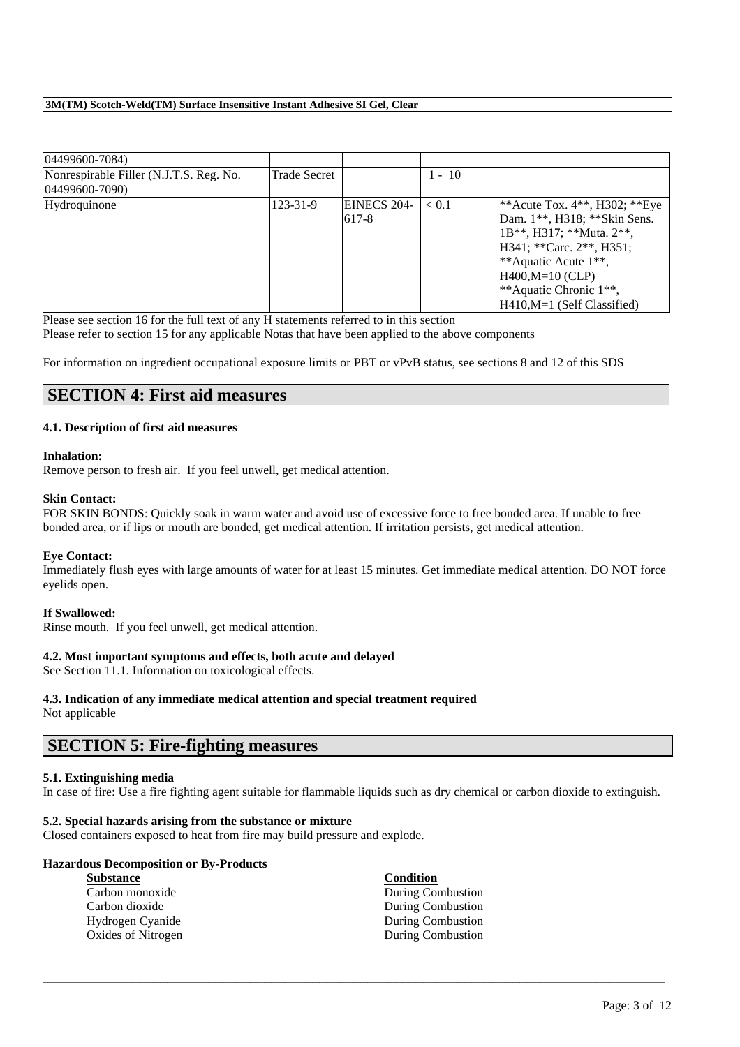| | | | | |
|---|---|---|---|---|
| 04499600-7084) | | | | |
| Nonrespirable Filler (N.J.T.S. Reg. No. 04499600-7090) | Trade Secret | | 1 - 10 | |
| Hydroquinone | 123-31-9 | EINECS 204-617-8 | < 0.1 | **Acute Tox. 4**, H302; **Eye Dam. 1**, H318; **Skin Sens. 1B**, H317; **Muta. 2**, H341; **Carc. 2**, H351; **Aquatic Acute 1**, H400,M=10 (CLP) **Aquatic Chronic 1**, H410,M=1 (Self Classified) |

Please see section 16 for the full text of any H statements referred to in this section
Please refer to section 15 for any applicable Notas that have been applied to the above components

For information on ingredient occupational exposure limits or PBT or vPvB status, see sections 8 and 12 of this SDS

## SECTION 4: First aid measures

### 4.1. Description of first aid measures

**Inhalation:**
Remove person to fresh air. If you feel unwell, get medical attention.

**Skin Contact:**
FOR SKIN BONDS: Quickly soak in warm water and avoid use of excessive force to free bonded area. If unable to free bonded area, or if lips or mouth are bonded, get medical attention. If irritation persists, get medical attention.

**Eye Contact:**
Immediately flush eyes with large amounts of water for at least 15 minutes. Get immediate medical attention. DO NOT force eyelids open.

**If Swallowed:**
Rinse mouth. If you feel unwell, get medical attention.

### 4.2. Most important symptoms and effects, both acute and delayed

See Section 11.1. Information on toxicological effects.

### 4.3. Indication of any immediate medical attention and special treatment required

Not applicable

## SECTION 5: Fire-fighting measures

### 5.1. Extinguishing media

In case of fire: Use a fire fighting agent suitable for flammable liquids such as dry chemical or carbon dioxide to extinguish.

### 5.2. Special hazards arising from the substance or mixture

Closed containers exposed to heat from fire may build pressure and explode.

**Hazardous Decomposition or By-Products**

| Substance | Condition |
|---|---|
| Carbon monoxide | During Combustion |
| Carbon dioxide | During Combustion |
| Hydrogen Cyanide | During Combustion |
| Oxides of Nitrogen | During Combustion |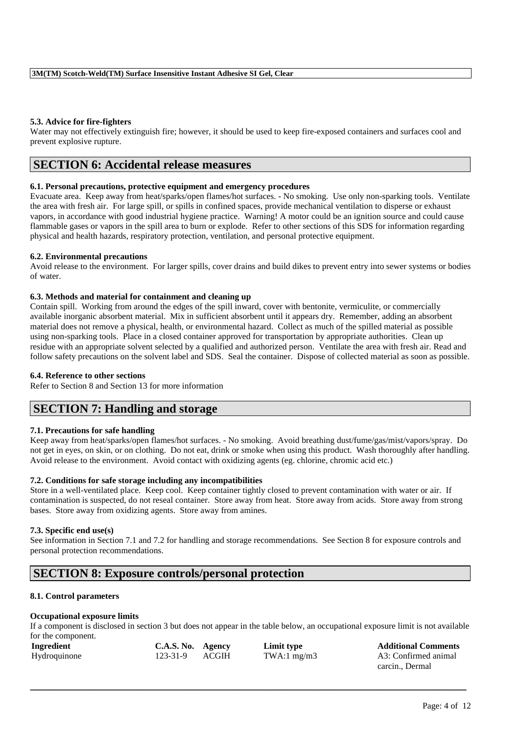### 5.3. Advice for fire-fighters

Water may not effectively extinguish fire; however, it should be used to keep fire-exposed containers and surfaces cool and prevent explosive rupture.

## SECTION 6: Accidental release measures

### 6.1. Personal precautions, protective equipment and emergency procedures

Evacuate area. Keep away from heat/sparks/open flames/hot surfaces. - No smoking. Use only non-sparking tools. Ventilate the area with fresh air. For large spill, or spills in confined spaces, provide mechanical ventilation to disperse or exhaust vapors, in accordance with good industrial hygiene practice. Warning! A motor could be an ignition source and could cause flammable gases or vapors in the spill area to burn or explode. Refer to other sections of this SDS for information regarding physical and health hazards, respiratory protection, ventilation, and personal protective equipment.

### 6.2. Environmental precautions

Avoid release to the environment. For larger spills, cover drains and build dikes to prevent entry into sewer systems or bodies of water.

### 6.3. Methods and material for containment and cleaning up

Contain spill. Working from around the edges of the spill inward, cover with bentonite, vermiculite, or commercially available inorganic absorbent material. Mix in sufficient absorbent until it appears dry. Remember, adding an absorbent material does not remove a physical, health, or environmental hazard. Collect as much of the spilled material as possible using non-sparking tools. Place in a closed container approved for transportation by appropriate authorities. Clean up residue with an appropriate solvent selected by a qualified and authorized person. Ventilate the area with fresh air. Read and follow safety precautions on the solvent label and SDS. Seal the container. Dispose of collected material as soon as possible.

### 6.4. Reference to other sections

Refer to Section 8 and Section 13 for more information

## SECTION 7: Handling and storage

### 7.1. Precautions for safe handling

Keep away from heat/sparks/open flames/hot surfaces. - No smoking. Avoid breathing dust/fume/gas/mist/vapors/spray. Do not get in eyes, on skin, or on clothing. Do not eat, drink or smoke when using this product. Wash thoroughly after handling. Avoid release to the environment. Avoid contact with oxidizing agents (eg. chlorine, chromic acid etc.)

### 7.2. Conditions for safe storage including any incompatibilities

Store in a well-ventilated place. Keep cool. Keep container tightly closed to prevent contamination with water or air. If contamination is suspected, do not reseal container. Store away from heat. Store away from acids. Store away from strong bases. Store away from oxidizing agents. Store away from amines.

### 7.3. Specific end use(s)

See information in Section 7.1 and 7.2 for handling and storage recommendations. See Section 8 for exposure controls and personal protection recommendations.

## SECTION 8: Exposure controls/personal protection

### 8.1. Control parameters

**Occupational exposure limits**

If a component is disclosed in section 3 but does not appear in the table below, an occupational exposure limit is not available for the component.

| Ingredient | C.A.S. No. | Agency | Limit type | Additional Comments |
|---|---|---|---|---|
| Hydroquinone | 123-31-9 | ACGIH | TWA:1 mg/m3 | A3: Confirmed animal carcin., Dermal |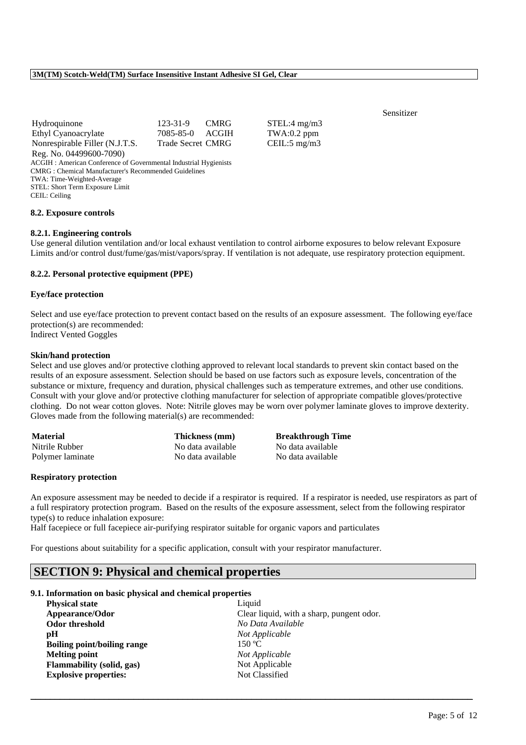| | | | | Sensitizer |
|---|---|---|---|---|
| Hydroquinone | 123-31-9 | CMRG | STEL:4 mg/m3 | |
| Ethyl Cyanoacrylate | 7085-85-0 | ACGIH | TWA:0.2 ppm | |
| Nonrespirable Filler (N.J.T.S. Reg. No. 04499600-7090) | Trade Secret | CMRG | CEIL:5 mg/m3 | |

ACGIH : American Conference of Governmental Industrial Hygienists
CMRG : Chemical Manufacturer's Recommended Guidelines
TWA: Time-Weighted-Average
STEL: Short Term Exposure Limit
CEIL: Ceiling

### 8.2. Exposure controls

#### 8.2.1. Engineering controls

Use general dilution ventilation and/or local exhaust ventilation to control airborne exposures to below relevant Exposure Limits and/or control dust/fume/gas/mist/vapors/spray. If ventilation is not adequate, use respiratory protection equipment.

#### 8.2.2. Personal protective equipment (PPE)

**Eye/face protection**

Select and use eye/face protection to prevent contact based on the results of an exposure assessment. The following eye/face protection(s) are recommended:
Indirect Vented Goggles

**Skin/hand protection**

Select and use gloves and/or protective clothing approved to relevant local standards to prevent skin contact based on the results of an exposure assessment. Selection should be based on use factors such as exposure levels, concentration of the substance or mixture, frequency and duration, physical challenges such as temperature extremes, and other use conditions. Consult with your glove and/or protective clothing manufacturer for selection of appropriate compatible gloves/protective clothing. Do not wear cotton gloves. Note: Nitrile gloves may be worn over polymer laminate gloves to improve dexterity. Gloves made from the following material(s) are recommended:

| Material | Thickness (mm) | Breakthrough Time |
|---|---|---|
| Nitrile Rubber | No data available | No data available |
| Polymer laminate | No data available | No data available |

**Respiratory protection**

An exposure assessment may be needed to decide if a respirator is required. If a respirator is needed, use respirators as part of a full respiratory protection program. Based on the results of the exposure assessment, select from the following respirator type(s) to reduce inhalation exposure:
Half facepiece or full facepiece air-purifying respirator suitable for organic vapors and particulates

For questions about suitability for a specific application, consult with your respirator manufacturer.

## SECTION 9: Physical and chemical properties

### 9.1. Information on basic physical and chemical properties

| | |
|---|---|
| **Physical state** | Liquid |
| **Appearance/Odor** | Clear liquid, with a sharp, pungent odor. |
| **Odor threshold** | *No Data Available* |
| **pH** | *Not Applicable* |
| **Boiling point/boiling range** | 150 ºC |
| **Melting point** | *Not Applicable* |
| **Flammability (solid, gas)** | Not Applicable |
| **Explosive properties:** | Not Classified |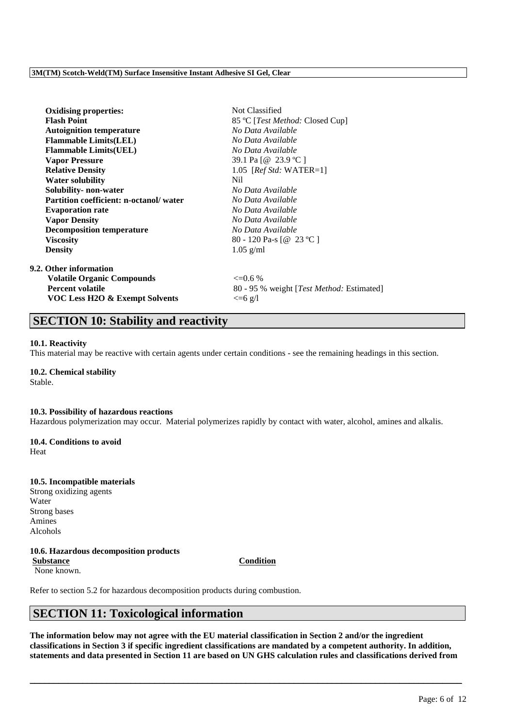| | |
|---|---|
| **Oxidising properties:** | Not Classified |
| **Flash Point** | 85 ºC [*Test Method:* Closed Cup] |
| **Autoignition temperature** | *No Data Available* |
| **Flammable Limits(LEL)** | *No Data Available* |
| **Flammable Limits(UEL)** | *No Data Available* |
| **Vapor Pressure** | 39.1 Pa [@ 23.9 ºC ] |
| **Relative Density** | 1.05 [*Ref Std:* WATER=1] |
| **Water solubility** | Nil |
| **Solubility- non-water** | *No Data Available* |
| **Partition coefficient: n-octanol/ water** | *No Data Available* |
| **Evaporation rate** | *No Data Available* |
| **Vapor Density** | *No Data Available* |
| **Decomposition temperature** | *No Data Available* |
| **Viscosity** | 80 - 120 Pa-s [@ 23 ºC ] |
| **Density** | 1.05 g/ml |

**9.2. Other information**

| | |
|---|---|
| **Volatile Organic Compounds** | <=0.6 % |
| **Percent volatile** | 80 - 95 % weight [*Test Method:* Estimated] |
| **VOC Less H2O & Exempt Solvents** | <=6 g/l |

## SECTION 10: Stability and reactivity

**10.1. Reactivity**

This material may be reactive with certain agents under certain conditions - see the remaining headings in this section.

**10.2. Chemical stability**

Stable.

**10.3. Possibility of hazardous reactions**

Hazardous polymerization may occur. Material polymerizes rapidly by contact with water, alcohol, amines and alkalis.

**10.4. Conditions to avoid**

Heat

**10.5. Incompatible materials**

Strong oxidizing agents
Water
Strong bases
Amines
Alcohols

**10.6. Hazardous decomposition products**

| Substance | Condition |
|---|---|
| None known. | |

Refer to section 5.2 for hazardous decomposition products during combustion.

## SECTION 11: Toxicological information

**The information below may not agree with the EU material classification in Section 2 and/or the ingredient classifications in Section 3 if specific ingredient classifications are mandated by a competent authority. In addition, statements and data presented in Section 11 are based on UN GHS calculation rules and classifications derived from**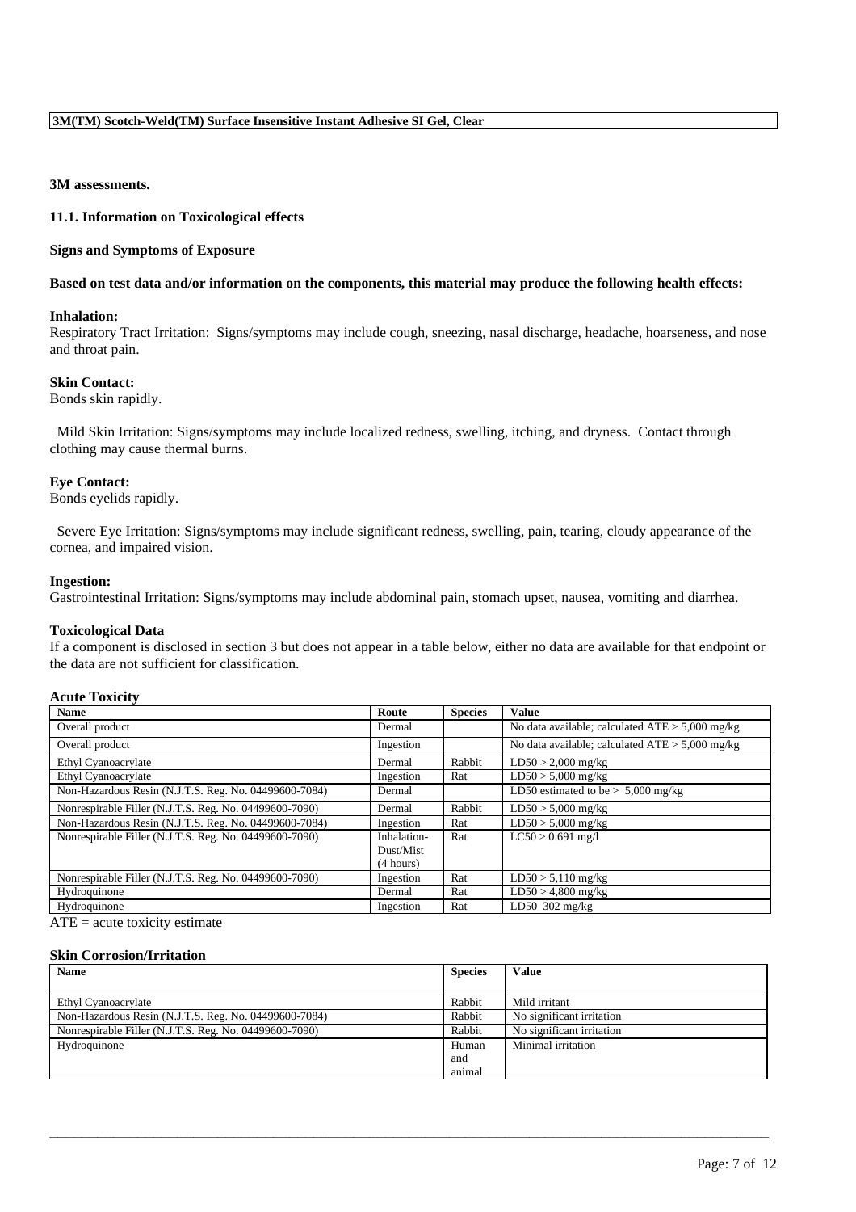**3M assessments.**

**11.1. Information on Toxicological effects**

**Signs and Symptoms of Exposure**

**Based on test data and/or information on the components, this material may produce the following health effects:**

**Inhalation:**
Respiratory Tract Irritation: Signs/symptoms may include cough, sneezing, nasal discharge, headache, hoarseness, and nose and throat pain.

**Skin Contact:**
Bonds skin rapidly.

Mild Skin Irritation: Signs/symptoms may include localized redness, swelling, itching, and dryness. Contact through clothing may cause thermal burns.

**Eye Contact:**
Bonds eyelids rapidly.

Severe Eye Irritation: Signs/symptoms may include significant redness, swelling, pain, tearing, cloudy appearance of the cornea, and impaired vision.

**Ingestion:**
Gastrointestinal Irritation: Signs/symptoms may include abdominal pain, stomach upset, nausea, vomiting and diarrhea.

**Toxicological Data**
If a component is disclosed in section 3 but does not appear in a table below, either no data are available for that endpoint or the data are not sufficient for classification.

**Acute Toxicity**

| Name | Route | Species | Value |
|---|---|---|---|
| Overall product | Dermal | | No data available; calculated ATE > 5,000 mg/kg |
| Overall product | Ingestion | | No data available; calculated ATE > 5,000 mg/kg |
| Ethyl Cyanoacrylate | Dermal | Rabbit | LD50 > 2,000 mg/kg |
| Ethyl Cyanoacrylate | Ingestion | Rat | LD50 > 5,000 mg/kg |
| Non-Hazardous Resin (N.J.T.S. Reg. No. 04499600-7084) | Dermal | | LD50 estimated to be > 5,000 mg/kg |
| Nonrespirable Filler (N.J.T.S. Reg. No. 04499600-7090) | Dermal | Rabbit | LD50 > 5,000 mg/kg |
| Non-Hazardous Resin (N.J.T.S. Reg. No. 04499600-7084) | Ingestion | Rat | LD50 > 5,000 mg/kg |
| Nonrespirable Filler (N.J.T.S. Reg. No. 04499600-7090) | Inhalation-Dust/Mist (4 hours) | Rat | LC50 > 0.691 mg/l |
| Nonrespirable Filler (N.J.T.S. Reg. No. 04499600-7090) | Ingestion | Rat | LD50 > 5,110 mg/kg |
| Hydroquinone | Dermal | Rat | LD50 > 4,800 mg/kg |
| Hydroquinone | Ingestion | Rat | LD50 302 mg/kg |

ATE = acute toxicity estimate

**Skin Corrosion/Irritation**

| Name | Species | Value |
|---|---|---|
| Ethyl Cyanoacrylate | Rabbit | Mild irritant |
| Non-Hazardous Resin (N.J.T.S. Reg. No. 04499600-7084) | Rabbit | No significant irritation |
| Nonrespirable Filler (N.J.T.S. Reg. No. 04499600-7090) | Rabbit | No significant irritation |
| Hydroquinone | Human and animal | Minimal irritation |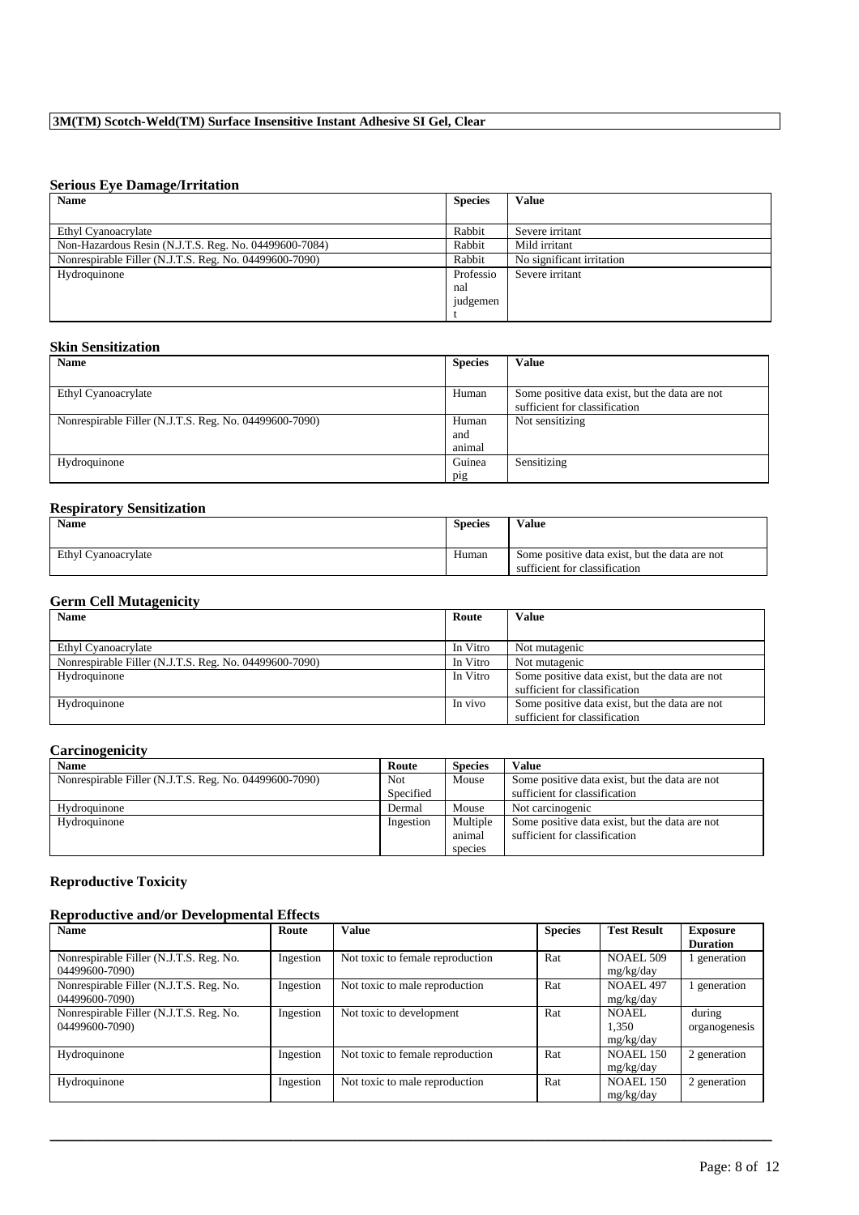**3M(TM) Scotch-Weld(TM) Surface Insensitive Instant Adhesive SI Gel, Clear**

### Serious Eye Damage/Irritation

| Name | Species | Value |
|---|---|---|
| Ethyl Cyanoacrylate | Rabbit | Severe irritant |
| Non-Hazardous Resin (N.J.T.S. Reg. No. 04499600-7084) | Rabbit | Mild irritant |
| Nonrespirable Filler (N.J.T.S. Reg. No. 04499600-7090) | Rabbit | No significant irritation |
| Hydroquinone | Professional judgement | Severe irritant |

### Skin Sensitization

| Name | Species | Value |
|---|---|---|
| Ethyl Cyanoacrylate | Human | Some positive data exist, but the data are not sufficient for classification |
| Nonrespirable Filler (N.J.T.S. Reg. No. 04499600-7090) | Human and animal | Not sensitizing |
| Hydroquinone | Guinea pig | Sensitizing |

### Respiratory Sensitization

| Name | Species | Value |
|---|---|---|
| Ethyl Cyanoacrylate | Human | Some positive data exist, but the data are not sufficient for classification |

### Germ Cell Mutagenicity

| Name | Route | Value |
|---|---|---|
| Ethyl Cyanoacrylate | In Vitro | Not mutagenic |
| Nonrespirable Filler (N.J.T.S. Reg. No. 04499600-7090) | In Vitro | Not mutagenic |
| Hydroquinone | In Vitro | Some positive data exist, but the data are not sufficient for classification |
| Hydroquinone | In vivo | Some positive data exist, but the data are not sufficient for classification |

### Carcinogenicity

| Name | Route | Species | Value |
|---|---|---|---|
| Nonrespirable Filler (N.J.T.S. Reg. No. 04499600-7090) | Not Specified | Mouse | Some positive data exist, but the data are not sufficient for classification |
| Hydroquinone | Dermal | Mouse | Not carcinogenic |
| Hydroquinone | Ingestion | Multiple animal species | Some positive data exist, but the data are not sufficient for classification |

### Reproductive Toxicity

### Reproductive and/or Developmental Effects

| Name | Route | Value | Species | Test Result | Exposure Duration |
|---|---|---|---|---|---|
| Nonrespirable Filler (N.J.T.S. Reg. No. 04499600-7090) | Ingestion | Not toxic to female reproduction | Rat | NOAEL 509 mg/kg/day | 1 generation |
| Nonrespirable Filler (N.J.T.S. Reg. No. 04499600-7090) | Ingestion | Not toxic to male reproduction | Rat | NOAEL 497 mg/kg/day | 1 generation |
| Nonrespirable Filler (N.J.T.S. Reg. No. 04499600-7090) | Ingestion | Not toxic to development | Rat | NOAEL 1,350 mg/kg/day | during organogenesis |
| Hydroquinone | Ingestion | Not toxic to female reproduction | Rat | NOAEL 150 mg/kg/day | 2 generation |
| Hydroquinone | Ingestion | Not toxic to male reproduction | Rat | NOAEL 150 mg/kg/day | 2 generation |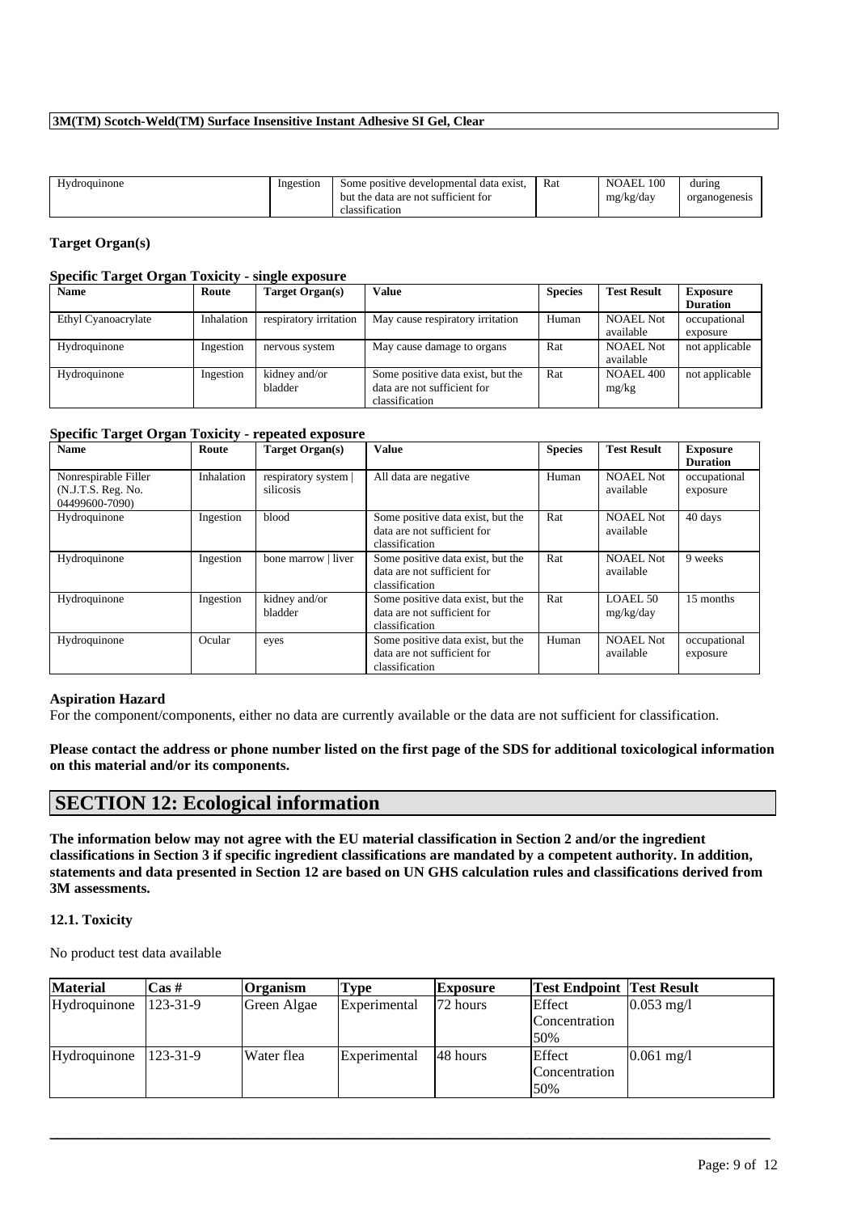| Hydroquinone | Ingestion | Some positive developmental data exist, but the data are not sufficient for classification | Rat | NOAEL 100 mg/kg/day | during organogenesis |
|---|---|---|---|---|---|

### Target Organ(s)

#### Specific Target Organ Toxicity - single exposure

| Name | Route | Target Organ(s) | Value | Species | Test Result | Exposure Duration |
|---|---|---|---|---|---|---|
| Ethyl Cyanoacrylate | Inhalation | respiratory irritation | May cause respiratory irritation | Human | NOAEL Not available | occupational exposure |
| Hydroquinone | Ingestion | nervous system | May cause damage to organs | Rat | NOAEL Not available | not applicable |
| Hydroquinone | Ingestion | kidney and/or bladder | Some positive data exist, but the data are not sufficient for classification | Rat | NOAEL 400 mg/kg | not applicable |

#### Specific Target Organ Toxicity - repeated exposure

| Name | Route | Target Organ(s) | Value | Species | Test Result | Exposure Duration |
|---|---|---|---|---|---|---|
| Nonrespirable Filler (N.J.T.S. Reg. No. 04499600-7090) | Inhalation | respiratory system \| silicosis | All data are negative | Human | NOAEL Not available | occupational exposure |
| Hydroquinone | Ingestion | blood | Some positive data exist, but the data are not sufficient for classification | Rat | NOAEL Not available | 40 days |
| Hydroquinone | Ingestion | bone marrow \| liver | Some positive data exist, but the data are not sufficient for classification | Rat | NOAEL Not available | 9 weeks |
| Hydroquinone | Ingestion | kidney and/or bladder | Some positive data exist, but the data are not sufficient for classification | Rat | LOAEL 50 mg/kg/day | 15 months |
| Hydroquinone | Ocular | eyes | Some positive data exist, but the data are not sufficient for classification | Human | NOAEL Not available | occupational exposure |

### Aspiration Hazard

For the component/components, either no data are currently available or the data are not sufficient for classification.

**Please contact the address or phone number listed on the first page of the SDS for additional toxicological information on this material and/or its components.**

## SECTION 12: Ecological information

**The information below may not agree with the EU material classification in Section 2 and/or the ingredient classifications in Section 3 if specific ingredient classifications are mandated by a competent authority. In addition, statements and data presented in Section 12 are based on UN GHS calculation rules and classifications derived from 3M assessments.**

### 12.1. Toxicity

No product test data available

| Material | Cas # | Organism | Type | Exposure | Test Endpoint | Test Result |
|---|---|---|---|---|---|---|
| Hydroquinone | 123-31-9 | Green Algae | Experimental | 72 hours | Effect Concentration 50% | 0.053 mg/l |
| Hydroquinone | 123-31-9 | Water flea | Experimental | 48 hours | Effect Concentration 50% | 0.061 mg/l |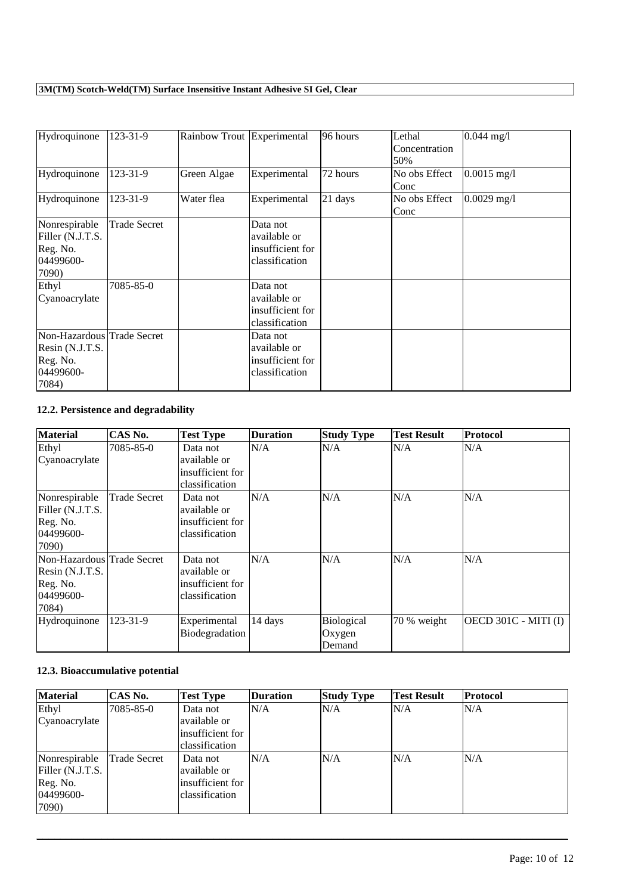| Hydroquinone | 123-31-9 | Rainbow Trout | Experimental | 96 hours | Lethal Concentration 50% | 0.044 mg/l |
|---|---|---|---|---|---|---|
| Hydroquinone | 123-31-9 | Green Algae | Experimental | 72 hours | No obs Effect Conc | 0.0015 mg/l |
| Hydroquinone | 123-31-9 | Water flea | Experimental | 21 days | No obs Effect Conc | 0.0029 mg/l |
| Nonrespirable Filler (N.J.T.S. Reg. No. 04499600-7090) | Trade Secret | | Data not available or insufficient for classification | | | |
| Ethyl Cyanoacrylate | 7085-85-0 | | Data not available or insufficient for classification | | | |
| Non-Hazardous Resin (N.J.T.S. Reg. No. 04499600-7084) | Trade Secret | | Data not available or insufficient for classification | | | |

### 12.2. Persistence and degradability

| Material | CAS No. | Test Type | Duration | Study Type | Test Result | Protocol |
|---|---|---|---|---|---|---|
| Ethyl Cyanoacrylate | 7085-85-0 | Data not available or insufficient for classification | N/A | N/A | N/A | N/A |
| Nonrespirable Filler (N.J.T.S. Reg. No. 04499600-7090) | Trade Secret | Data not available or insufficient for classification | N/A | N/A | N/A | N/A |
| Non-Hazardous Resin (N.J.T.S. Reg. No. 04499600-7084) | Trade Secret | Data not available or insufficient for classification | N/A | N/A | N/A | N/A |
| Hydroquinone | 123-31-9 | Experimental Biodegradation | 14 days | Biological Oxygen Demand | 70 % weight | OECD 301C - MITI (I) |

### 12.3. Bioaccumulative potential

| Material | CAS No. | Test Type | Duration | Study Type | Test Result | Protocol |
|---|---|---|---|---|---|---|
| Ethyl Cyanoacrylate | 7085-85-0 | Data not available or insufficient for classification | N/A | N/A | N/A | N/A |
| Nonrespirable Filler (N.J.T.S. Reg. No. 04499600-7090) | Trade Secret | Data not available or insufficient for classification | N/A | N/A | N/A | N/A |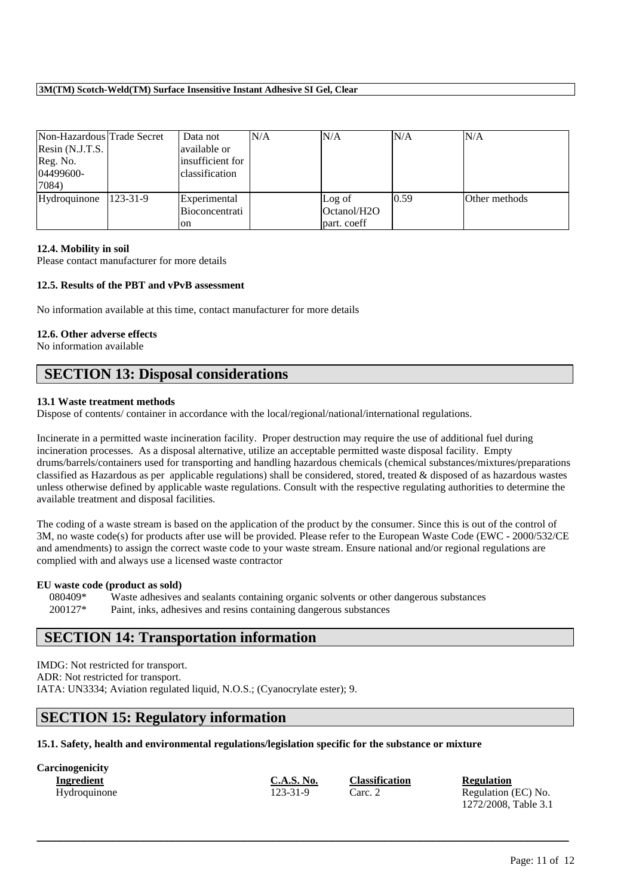| Non-Hazardous Resin (N.J.T.S. Reg. No. 04499600-7084) | Trade Secret | Data not available or insufficient for classification | N/A | N/A | N/A | N/A |
|---|---|---|---|---|---|---|
| Hydroquinone | 123-31-9 | Experimental Bioconcentration | | Log of Octanol/H2O part. coeff | 0.59 | Other methods |

#### 12.4. Mobility in soil

Please contact manufacturer for more details

#### 12.5. Results of the PBT and vPvB assessment

No information available at this time, contact manufacturer for more details

#### 12.6. Other adverse effects

No information available

## SECTION 13: Disposal considerations

#### 13.1 Waste treatment methods

Dispose of contents/ container in accordance with the local/regional/national/international regulations.

Incinerate in a permitted waste incineration facility. Proper destruction may require the use of additional fuel during incineration processes. As a disposal alternative, utilize an acceptable permitted waste disposal facility. Empty drums/barrels/containers used for transporting and handling hazardous chemicals (chemical substances/mixtures/preparations classified as Hazardous as per applicable regulations) shall be considered, stored, treated & disposed of as hazardous wastes unless otherwise defined by applicable waste regulations. Consult with the respective regulating authorities to determine the available treatment and disposal facilities.

The coding of a waste stream is based on the application of the product by the consumer. Since this is out of the control of 3M, no waste code(s) for products after use will be provided. Please refer to the European Waste Code (EWC - 2000/532/CE and amendments) to assign the correct waste code to your waste stream. Ensure national and/or regional regulations are complied with and always use a licensed waste contractor

**EU waste code (product as sold)**

080409* Waste adhesives and sealants containing organic solvents or other dangerous substances
200127* Paint, inks, adhesives and resins containing dangerous substances

## SECTION 14: Transportation information

IMDG: Not restricted for transport.
ADR: Not restricted for transport.
IATA: UN3334; Aviation regulated liquid, N.O.S.; (Cyanocrylate ester); 9.

## SECTION 15: Regulatory information

#### 15.1. Safety, health and environmental regulations/legislation specific for the substance or mixture

**Carcinogenicity**

| Ingredient | C.A.S. No. | Classification | Regulation |
|---|---|---|---|
| Hydroquinone | 123-31-9 | Carc. 2 | Regulation (EC) No. 1272/2008, Table 3.1 |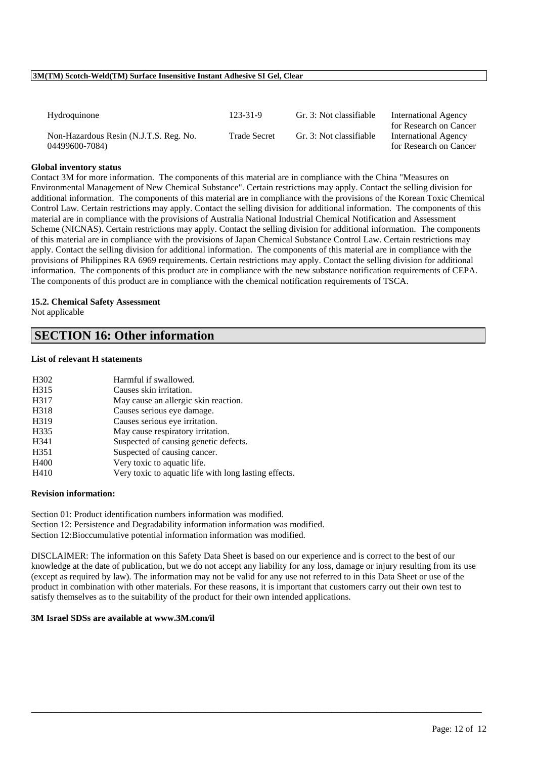| | | | |
|---|---|---|---|
| Hydroquinone | 123-31-9 | Gr. 3: Not classifiable | International Agency for Research on Cancer |
| Non-Hazardous Resin (N.J.T.S. Reg. No. 04499600-7084) | Trade Secret | Gr. 3: Not classifiable | International Agency for Research on Cancer |

**Global inventory status**

Contact 3M for more information. The components of this material are in compliance with the China "Measures on Environmental Management of New Chemical Substance". Certain restrictions may apply. Contact the selling division for additional information. The components of this material are in compliance with the provisions of the Korean Toxic Chemical Control Law. Certain restrictions may apply. Contact the selling division for additional information. The components of this material are in compliance with the provisions of Australia National Industrial Chemical Notification and Assessment Scheme (NICNAS). Certain restrictions may apply. Contact the selling division for additional information. The components of this material are in compliance with the provisions of Japan Chemical Substance Control Law. Certain restrictions may apply. Contact the selling division for additional information. The components of this material are in compliance with the provisions of Philippines RA 6969 requirements. Certain restrictions may apply. Contact the selling division for additional information. The components of this product are in compliance with the new substance notification requirements of CEPA. The components of this product are in compliance with the chemical notification requirements of TSCA.

**15.2. Chemical Safety Assessment**

Not applicable

## SECTION 16: Other information

**List of relevant H statements**

| | |
|---|---|
| H302 | Harmful if swallowed. |
| H315 | Causes skin irritation. |
| H317 | May cause an allergic skin reaction. |
| H318 | Causes serious eye damage. |
| H319 | Causes serious eye irritation. |
| H335 | May cause respiratory irritation. |
| H341 | Suspected of causing genetic defects. |
| H351 | Suspected of causing cancer. |
| H400 | Very toxic to aquatic life. |
| H410 | Very toxic to aquatic life with long lasting effects. |

**Revision information:**

Section 01: Product identification numbers information was modified.
Section 12: Persistence and Degradability information information was modified.
Section 12:Bioccumulative potential information information was modified.

DISCLAIMER: The information on this Safety Data Sheet is based on our experience and is correct to the best of our knowledge at the date of publication, but we do not accept any liability for any loss, damage or injury resulting from its use (except as required by law). The information may not be valid for any use not referred to in this Data Sheet or use of the product in combination with other materials. For these reasons, it is important that customers carry out their own test to satisfy themselves as to the suitability of the product for their own intended applications.

**3M Israel SDSs are available at www.3M.com/il**